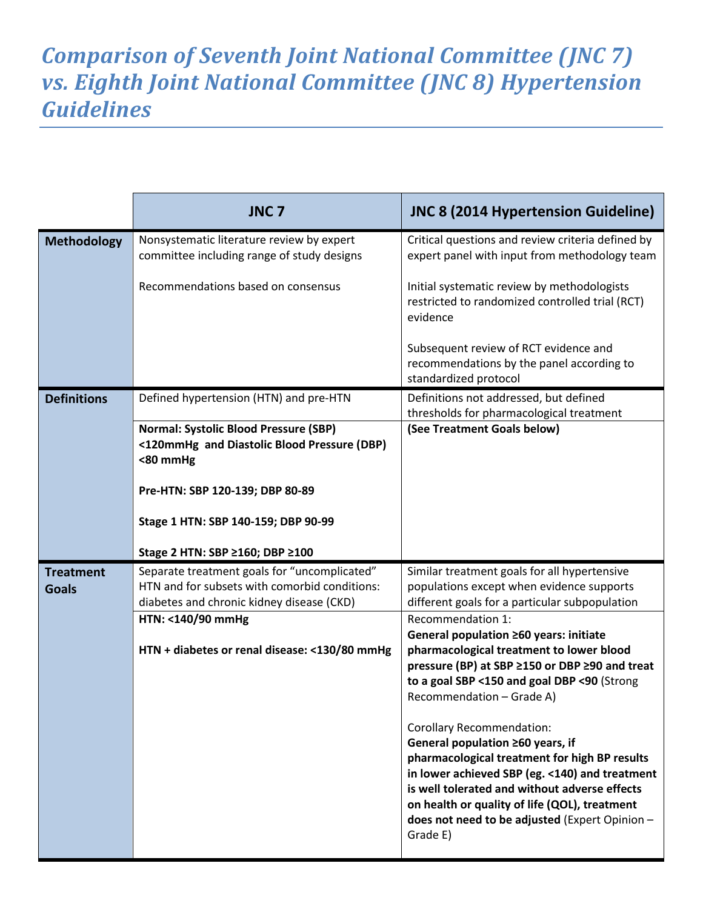# *Comparison of Seventh Joint National Committee (JNC 7) vs. Eighth Joint National Committee (JNC 8) Hypertension Guidelines*

| | JNC 7 | JNC 8 (2014 Hypertension Guideline) |
|---|---|---|
| **Methodology** | Nonsystematic literature review by expert committee including range of study designs<br><br>Recommendations based on consensus | Critical questions and review criteria defined by expert panel with input from methodology team<br><br>Initial systematic review by methodologists restricted to randomized controlled trial (RCT) evidence<br><br>Subsequent review of RCT evidence and recommendations by the panel according to standardized protocol |
| **Definitions** | Defined hypertension (HTN) and pre-HTN | Definitions not addressed, but defined thresholds for pharmacological treatment |
| | **Normal: Systolic Blood Pressure (SBP) <120mmHg and Diastolic Blood Pressure (DBP) <80 mmHg**<br><br>**Pre-HTN: SBP 120-139; DBP 80-89**<br><br>**Stage 1 HTN: SBP 140-159; DBP 90-99**<br><br>**Stage 2 HTN: SBP ≥160; DBP ≥100** | **(See Treatment Goals below)** |
| **Treatment Goals** | Separate treatment goals for "uncomplicated" HTN and for subsets with comorbid conditions: diabetes and chronic kidney disease (CKD) | Similar treatment goals for all hypertensive populations except when evidence supports different goals for a particular subpopulation |
| | **HTN: <140/90 mmHg**<br><br>**HTN + diabetes or renal disease: <130/80 mmHg** | Recommendation 1:<br>**General population ≥60 years: initiate pharmacological treatment to lower blood pressure (BP) at SBP ≥150 or DBP ≥90 and treat to a goal SBP <150 and goal DBP <90** (Strong Recommendation – Grade A)<br><br>Corollary Recommendation:<br>**General population ≥60 years, if pharmacological treatment for high BP results in lower achieved SBP (eg. <140) and treatment is well tolerated and without adverse effects on health or quality of life (QOL), treatment does not need to be adjusted** (Expert Opinion – Grade E) |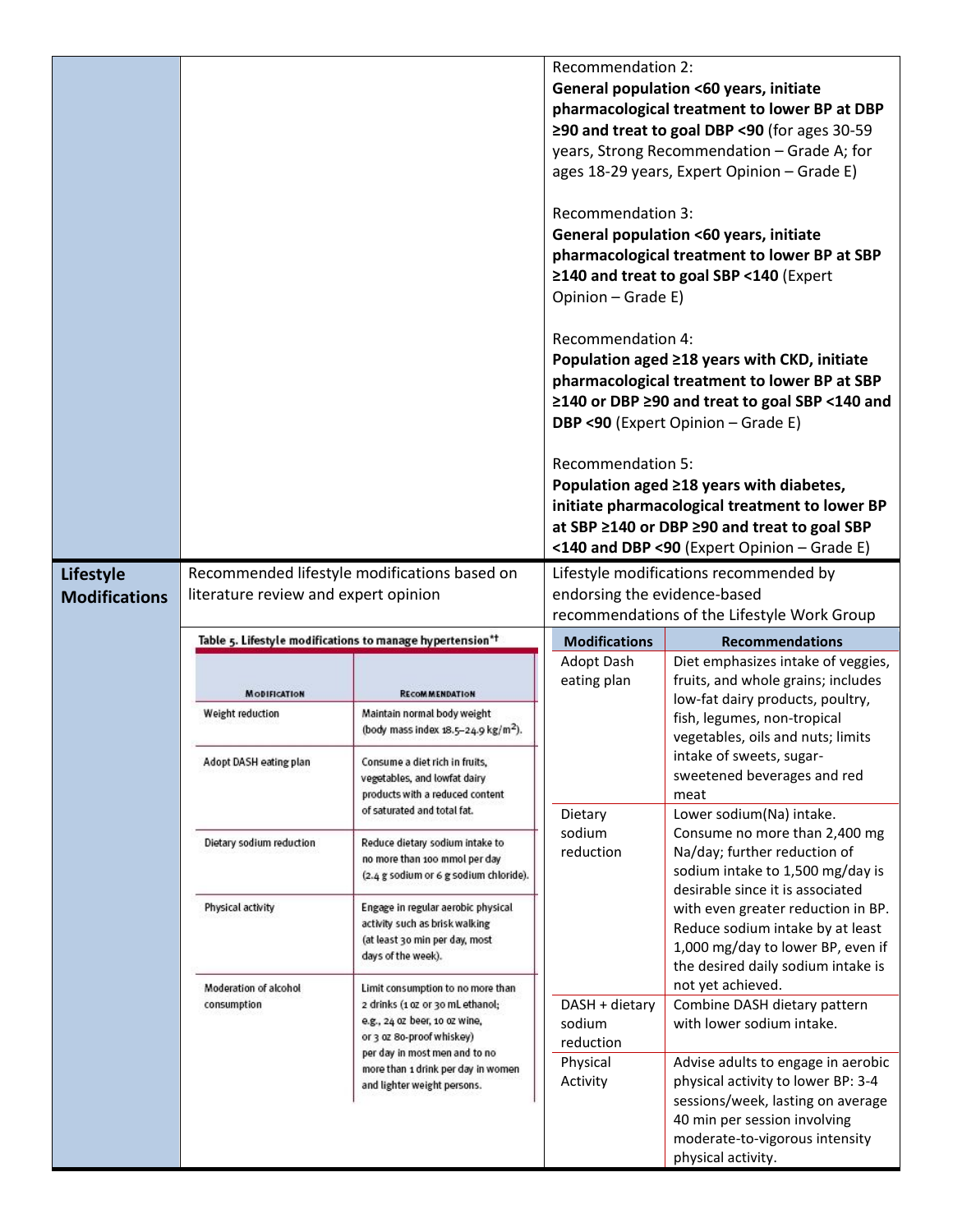| | | |
|---|---|---|
| | | Recommendation 2: **General population <60 years, initiate pharmacological treatment to lower BP at DBP ≥90 and treat to goal DBP <90** (for ages 30-59 years, Strong Recommendation – Grade A; for ages 18-29 years, Expert Opinion – Grade E)<br><br>Recommendation 3: **General population <60 years, initiate pharmacological treatment to lower BP at SBP ≥140 and treat to goal SBP <140** (Expert Opinion – Grade E)<br><br>Recommendation 4: **Population aged ≥18 years with CKD, initiate pharmacological treatment to lower BP at SBP ≥140 or DBP ≥90 and treat to goal SBP <140 and DBP <90** (Expert Opinion – Grade E)<br><br>Recommendation 5: **Population aged ≥18 years with diabetes, initiate pharmacological treatment to lower BP at SBP ≥140 or DBP ≥90 and treat to goal SBP <140 and DBP <90** (Expert Opinion – Grade E) |
| **Lifestyle Modifications** | Recommended lifestyle modifications based on literature review and expert opinion | Lifestyle modifications recommended by endorsing the evidence-based recommendations of the Lifestyle Work Group |

**Table 5. Lifestyle modifications to manage hypertension*†**

| Modification | Recommendation |
|---|---|
| Weight reduction | Maintain normal body weight (body mass index 18.5–24.9 kg/m²). |
| Adopt DASH eating plan | Consume a diet rich in fruits, vegetables, and lowfat dairy products with a reduced content of saturated and total fat. |
| Dietary sodium reduction | Reduce dietary sodium intake to no more than 100 mmol per day (2.4 g sodium or 6 g sodium chloride). |
| Physical activity | Engage in regular aerobic physical activity such as brisk walking (at least 30 min per day, most days of the week). |
| Moderation of alcohol consumption | Limit consumption to no more than 2 drinks (1 oz or 30 mL ethanol; e.g., 24 oz beer, 10 oz wine, or 3 oz 80-proof whiskey) per day in most men and to no more than 1 drink per day in women and lighter weight persons. |

| Modifications | Recommendations |
|---|---|
| Adopt Dash eating plan | Diet emphasizes intake of veggies, fruits, and whole grains; includes low-fat dairy products, poultry, fish, legumes, non-tropical vegetables, oils and nuts; limits intake of sweets, sugar-sweetened beverages and red meat |
| Dietary sodium reduction | Lower sodium(Na) intake. Consume no more than 2,400 mg Na/day; further reduction of sodium intake to 1,500 mg/day is desirable since it is associated with even greater reduction in BP. Reduce sodium intake by at least 1,000 mg/day to lower BP, even if the desired daily sodium intake is not yet achieved. |
| DASH + dietary sodium reduction | Combine DASH dietary pattern with lower sodium intake. |
| Physical Activity | Advise adults to engage in aerobic physical activity to lower BP: 3-4 sessions/week, lasting on average 40 min per session involving moderate-to-vigorous intensity physical activity. |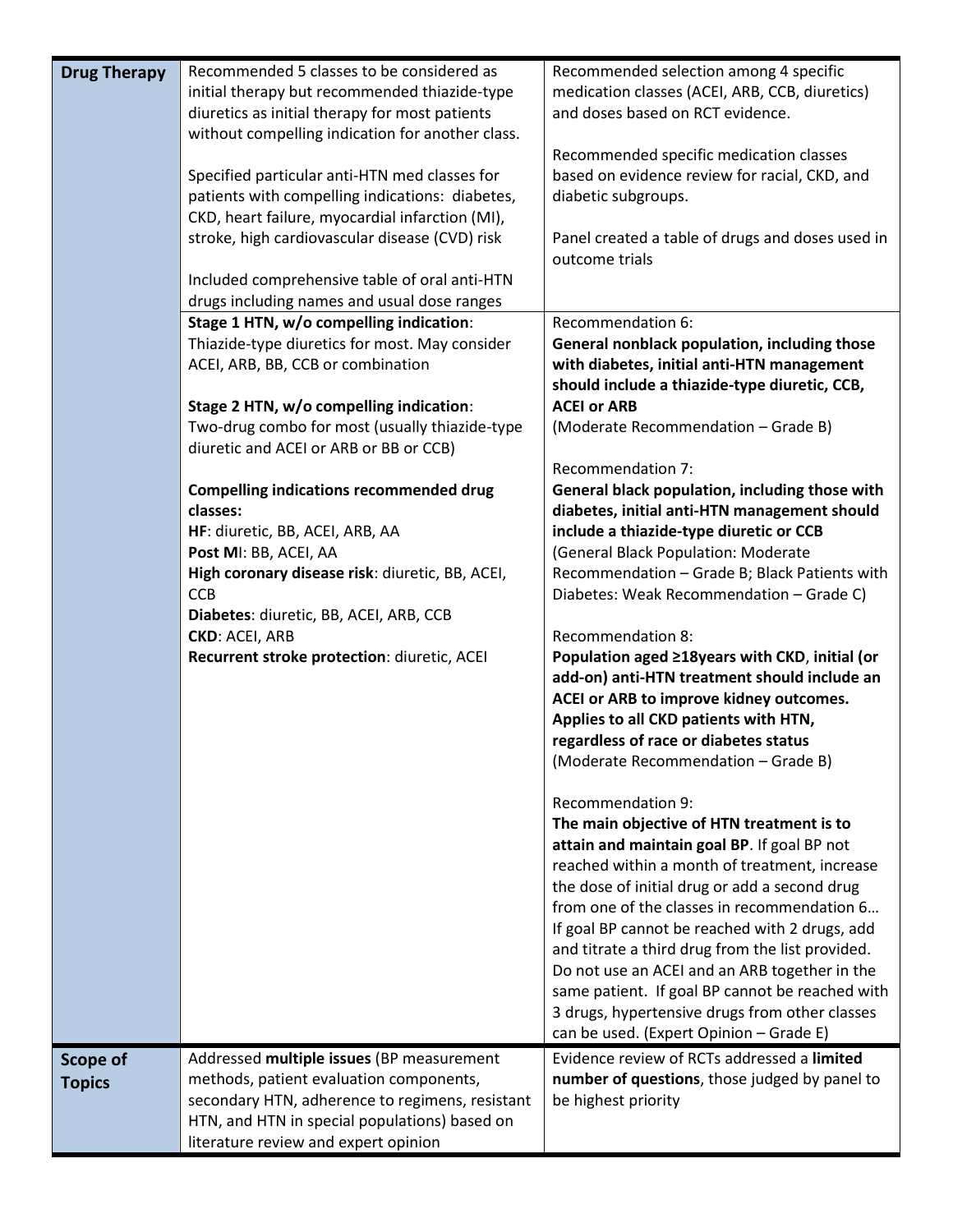| | | |
|---|---|---|
| **Drug Therapy** | Recommended 5 classes to be considered as initial therapy but recommended thiazide-type diuretics as initial therapy for most patients without compelling indication for another class.<br><br>Specified particular anti-HTN med classes for patients with compelling indications: diabetes, CKD, heart failure, myocardial infarction (MI), stroke, high cardiovascular disease (CVD) risk<br><br>Included comprehensive table of oral anti-HTN drugs including names and usual dose ranges | Recommended selection among 4 specific medication classes (ACEI, ARB, CCB, diuretics) and doses based on RCT evidence.<br><br>Recommended specific medication classes based on evidence review for racial, CKD, and diabetic subgroups.<br><br>Panel created a table of drugs and doses used in outcome trials |
| | **Stage 1 HTN, w/o compelling indication**: Thiazide-type diuretics for most. May consider ACEI, ARB, BB, CCB or combination<br><br>**Stage 2 HTN, w/o compelling indication**: Two-drug combo for most (usually thiazide-type diuretic and ACEI or ARB or BB or CCB)<br><br>**Compelling indications recommended drug classes:**<br>**HF**: diuretic, BB, ACEI, ARB, AA<br>**Post MI**: BB, ACEI, AA<br>**High coronary disease risk**: diuretic, BB, ACEI, CCB<br>**Diabetes**: diuretic, BB, ACEI, ARB, CCB<br>**CKD**: ACEI, ARB<br>**Recurrent stroke protection**: diuretic, ACEI | Recommendation 6:<br>**General nonblack population, including those with diabetes, initial anti-HTN management should include a thiazide-type diuretic, CCB, ACEI or ARB**<br>(Moderate Recommendation – Grade B)<br><br>Recommendation 7:<br>**General black population, including those with diabetes, initial anti-HTN management should include a thiazide-type diuretic or CCB**<br>(General Black Population: Moderate Recommendation – Grade B; Black Patients with Diabetes: Weak Recommendation – Grade C)<br><br>Recommendation 8:<br>**Population aged ≥18years with CKD, initial (or add-on) anti-HTN treatment should include an ACEI or ARB to improve kidney outcomes. Applies to all CKD patients with HTN, regardless of race or diabetes status**<br>(Moderate Recommendation – Grade B)<br><br>Recommendation 9:<br>**The main objective of HTN treatment is to attain and maintain goal BP**. If goal BP not reached within a month of treatment, increase the dose of initial drug or add a second drug from one of the classes in recommendation 6… If goal BP cannot be reached with 2 drugs, add and titrate a third drug from the list provided. Do not use an ACEI and an ARB together in the same patient. If goal BP cannot be reached with 3 drugs, hypertensive drugs from other classes can be used. (Expert Opinion – Grade E) |
| **Scope of Topics** | Addressed **multiple issues** (BP measurement methods, patient evaluation components, secondary HTN, adherence to regimens, resistant HTN, and HTN in special populations) based on literature review and expert opinion | Evidence review of RCTs addressed a **limited number of questions**, those judged by panel to be highest priority |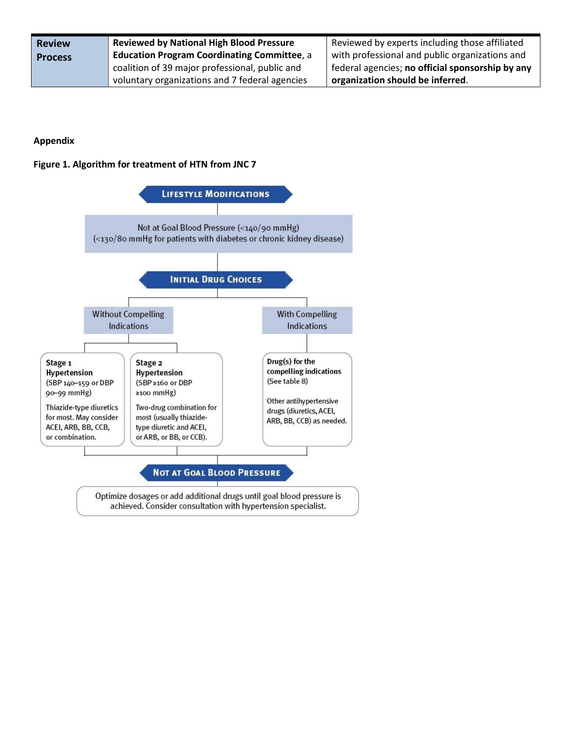| Review Process | **Reviewed by National High Blood Pressure Education Program Coordinating Committee**, a coalition of 39 major professional, public and voluntary organizations and 7 federal agencies | Reviewed by experts including those affiliated with professional and public organizations and federal agencies; **no official sponsorship by any organization should be inferred**. |
|---|---|---|

**Appendix**

**Figure 1. Algorithm for treatment of HTN from JNC 7**

**LIFESTYLE MODIFICATIONS**

Not at Goal Blood Pressure (<140/90 mmHg)
(<130/80 mmHg for patients with diabetes or chronic kidney disease)

**INITIAL DRUG CHOICES**

Without Compelling Indications

- **Stage 1 Hypertension** (SBP 140–159 or DBP 90–99 mmHg)
  Thiazide-type diuretics for most. May consider ACEI, ARB, BB, CCB, or combination.
- **Stage 2 Hypertension** (SBP ≥160 or DBP ≥100 mmHg)
  Two-drug combination for most (usually thiazide-type diuretic and ACEI, or ARB, or BB, or CCB).

With Compelling Indications

- **Drug(s) for the compelling indications** (See table 8)
  Other antihypertensive drugs (diuretics, ACEI, ARB, BB, CCB) as needed.

**NOT AT GOAL BLOOD PRESSURE**

Optimize dosages or add additional drugs until goal blood pressure is achieved. Consider consultation with hypertension specialist.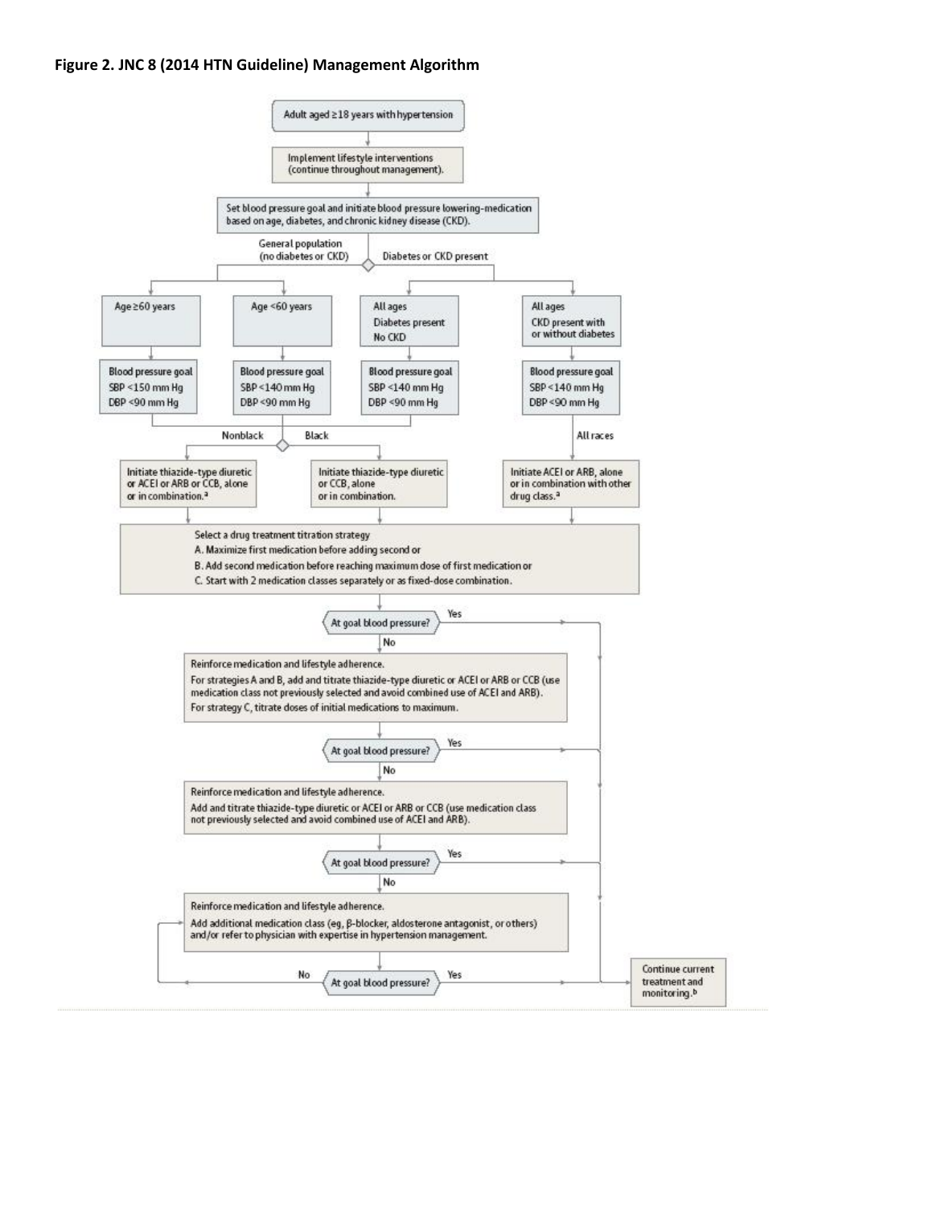**Figure 2. JNC 8 (2014 HTN Guideline) Management Algorithm**

Adult aged ≥18 years with hypertension

Implement lifestyle interventions (continue throughout management).

Set blood pressure goal and initiate blood pressure lowering-medication based on age, diabetes, and chronic kidney disease (CKD).

General population (no diabetes or CKD)

Diabetes or CKD present

Age ≥60 years

Age <60 years

All ages
Diabetes present
No CKD

All ages
CKD present with or without diabetes

Blood pressure goal
SBP <150 mm Hg
DBP <90 mm Hg

Blood pressure goal
SBP <140 mm Hg
DBP <90 mm Hg

Blood pressure goal
SBP <140 mm Hg
DBP <90 mm Hg

Blood pressure goal
SBP <140 mm Hg
DBP <90 mm Hg

Nonblack

Black

All races

Initiate thiazide-type diuretic or ACEI or ARB or CCB, alone or in combination.[a]

Initiate thiazide-type diuretic or CCB, alone or in combination.

Initiate ACEI or ARB, alone or in combination with other drug class.[a]

Select a drug treatment titration strategy
A. Maximize first medication before adding second or
B. Add second medication before reaching maximum dose of first medication or
C. Start with 2 medication classes separately or as fixed-dose combination.

At goal blood pressure?

Yes

No

Reinforce medication and lifestyle adherence.
For strategies A and B, add and titrate thiazide-type diuretic or ACEI or ARB or CCB (use medication class not previously selected and avoid combined use of ACEI and ARB).
For strategy C, titrate doses of initial medications to maximum.

At goal blood pressure?

Yes

No

Reinforce medication and lifestyle adherence.
Add and titrate thiazide-type diuretic or ACEI or ARB or CCB (use medication class not previously selected and avoid combined use of ACEI and ARB).

At goal blood pressure?

Yes

No

Reinforce medication and lifestyle adherence.
Add additional medication class (eg, β-blocker, aldosterone antagonist, or others) and/or refer to physician with expertise in hypertension management.

No

At goal blood pressure?

Yes

Continue current treatment and monitoring.[b]